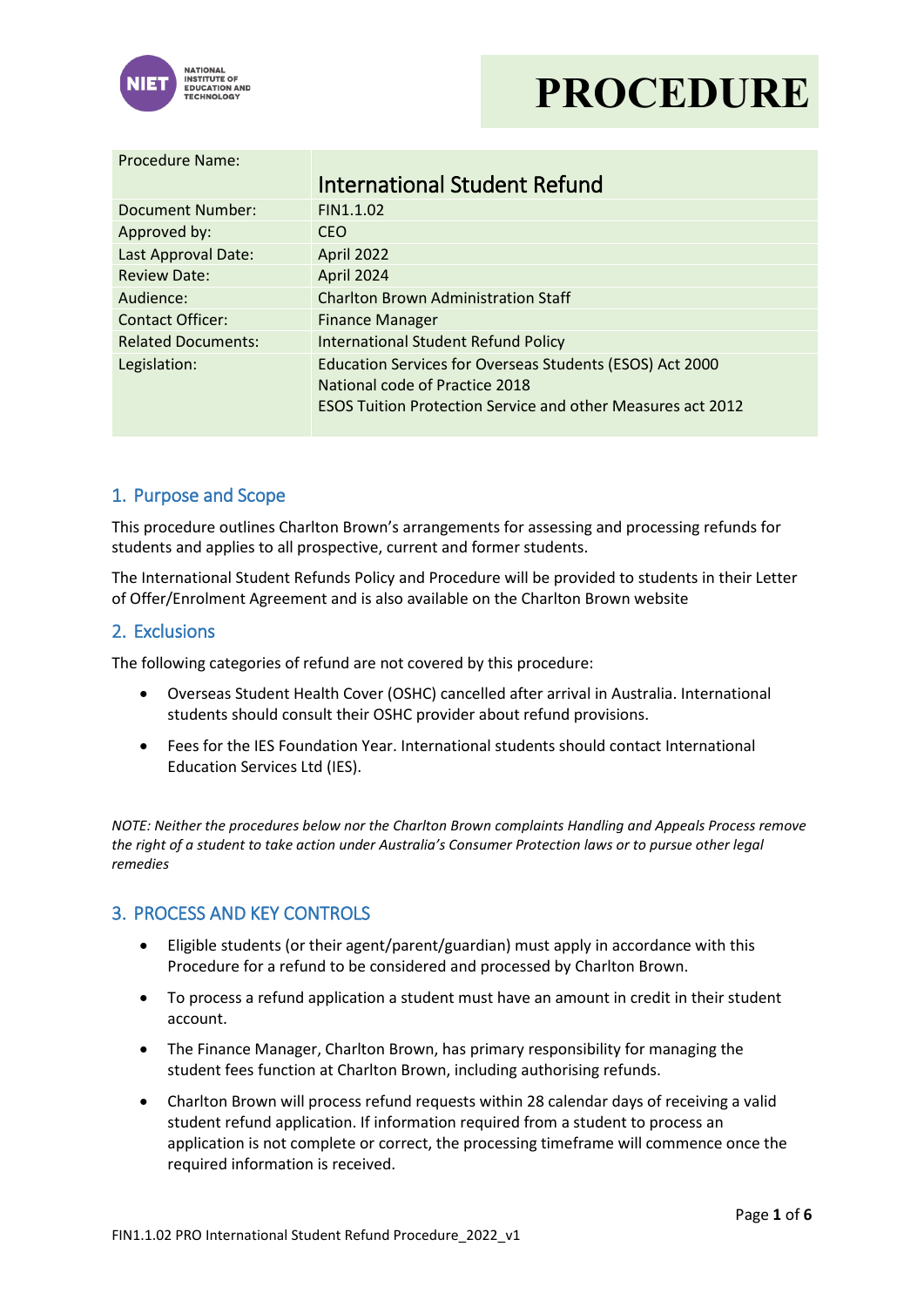# PROCEDURE

| Procedure Name: | International Student Refund |
|---|---|
| Document Number: | FIN1.1.02 |
| Approved by: | CEO |
| Last Approval Date: | April 2022 |
| Review Date: | April 2024 |
| Audience: | Charlton Brown Administration Staff |
| Contact Officer: | Finance Manager |
| Related Documents: | International Student Refund Policy |
| Legislation: | Education Services for Overseas Students (ESOS) Act 2000<br>National code of Practice 2018<br>ESOS Tuition Protection Service and other Measures act 2012 |

## 1. Purpose and Scope

This procedure outlines Charlton Brown's arrangements for assessing and processing refunds for students and applies to all prospective, current and former students.

The International Student Refunds Policy and Procedure will be provided to students in their Letter of Offer/Enrolment Agreement and is also available on the Charlton Brown website

## 2. Exclusions

The following categories of refund are not covered by this procedure:

- Overseas Student Health Cover (OSHC) cancelled after arrival in Australia. International students should consult their OSHC provider about refund provisions.
- Fees for the IES Foundation Year. International students should contact International Education Services Ltd (IES).

*NOTE: Neither the procedures below nor the Charlton Brown complaints Handling and Appeals Process remove the right of a student to take action under Australia's Consumer Protection laws or to pursue other legal remedies*

## 3. PROCESS AND KEY CONTROLS

- Eligible students (or their agent/parent/guardian) must apply in accordance with this Procedure for a refund to be considered and processed by Charlton Brown.
- To process a refund application a student must have an amount in credit in their student account.
- The Finance Manager, Charlton Brown, has primary responsibility for managing the student fees function at Charlton Brown, including authorising refunds.
- Charlton Brown will process refund requests within 28 calendar days of receiving a valid student refund application. If information required from a student to process an application is not complete or correct, the processing timeframe will commence once the required information is received.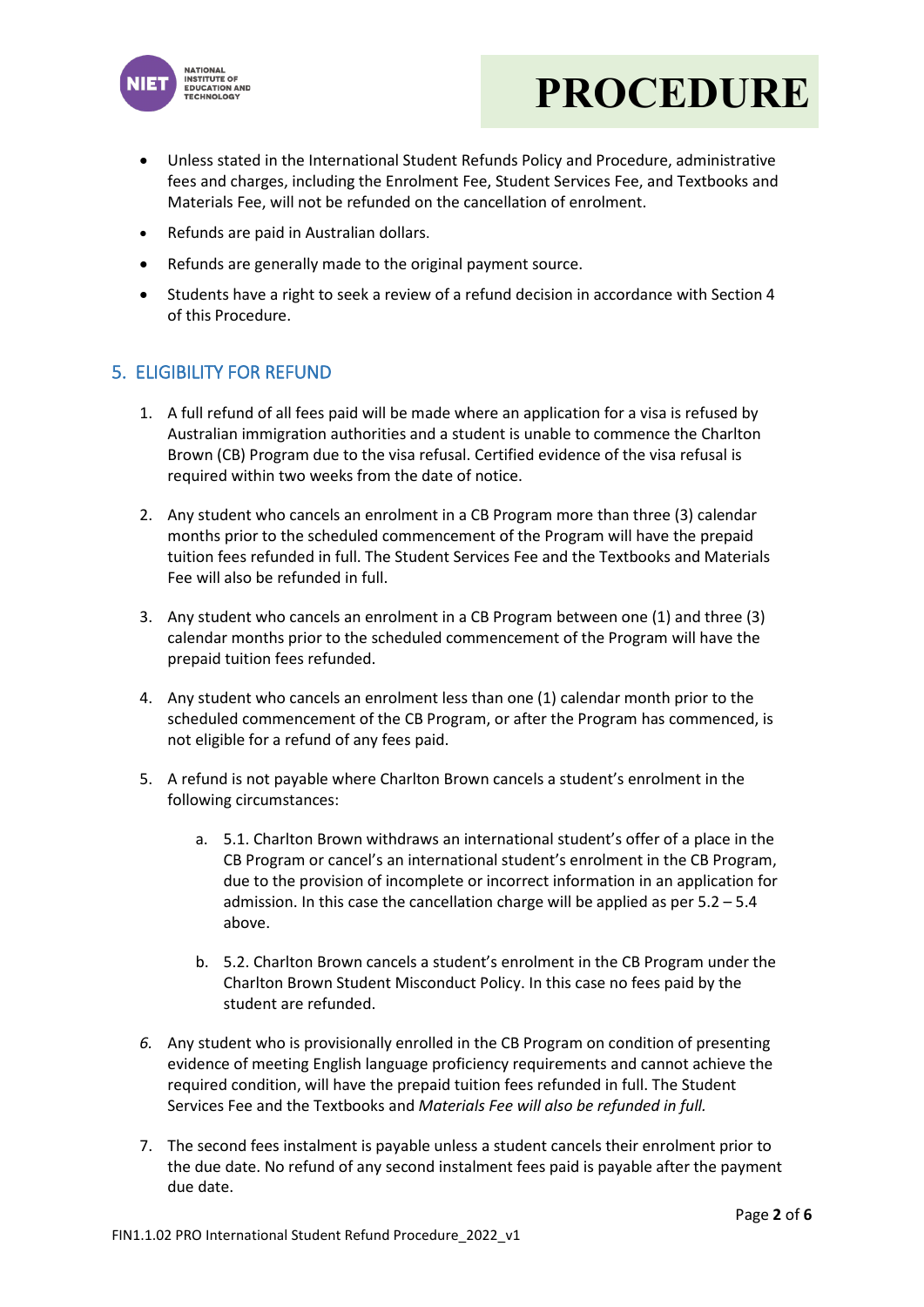- Unless stated in the International Student Refunds Policy and Procedure, administrative fees and charges, including the Enrolment Fee, Student Services Fee, and Textbooks and Materials Fee, will not be refunded on the cancellation of enrolment.
- Refunds are paid in Australian dollars.
- Refunds are generally made to the original payment source.
- Students have a right to seek a review of a refund decision in accordance with Section 4 of this Procedure.

## 5. ELIGIBILITY FOR REFUND

1. A full refund of all fees paid will be made where an application for a visa is refused by Australian immigration authorities and a student is unable to commence the Charlton Brown (CB) Program due to the visa refusal. Certified evidence of the visa refusal is required within two weeks from the date of notice.

2. Any student who cancels an enrolment in a CB Program more than three (3) calendar months prior to the scheduled commencement of the Program will have the prepaid tuition fees refunded in full. The Student Services Fee and the Textbooks and Materials Fee will also be refunded in full.

3. Any student who cancels an enrolment in a CB Program between one (1) and three (3) calendar months prior to the scheduled commencement of the Program will have the prepaid tuition fees refunded.

4. Any student who cancels an enrolment less than one (1) calendar month prior to the scheduled commencement of the CB Program, or after the Program has commenced, is not eligible for a refund of any fees paid.

5. A refund is not payable where Charlton Brown cancels a student's enrolment in the following circumstances:

    a. 5.1. Charlton Brown withdraws an international student's offer of a place in the CB Program or cancel's an international student's enrolment in the CB Program, due to the provision of incomplete or incorrect information in an application for admission. In this case the cancellation charge will be applied as per 5.2 – 5.4 above.

    b. 5.2. Charlton Brown cancels a student's enrolment in the CB Program under the Charlton Brown Student Misconduct Policy. In this case no fees paid by the student are refunded.

6. Any student who is provisionally enrolled in the CB Program on condition of presenting evidence of meeting English language proficiency requirements and cannot achieve the required condition, will have the prepaid tuition fees refunded in full. The Student Services Fee and the Textbooks and *Materials Fee will also be refunded in full.*

7. The second fees instalment is payable unless a student cancels their enrolment prior to the due date. No refund of any second instalment fees paid is payable after the payment due date.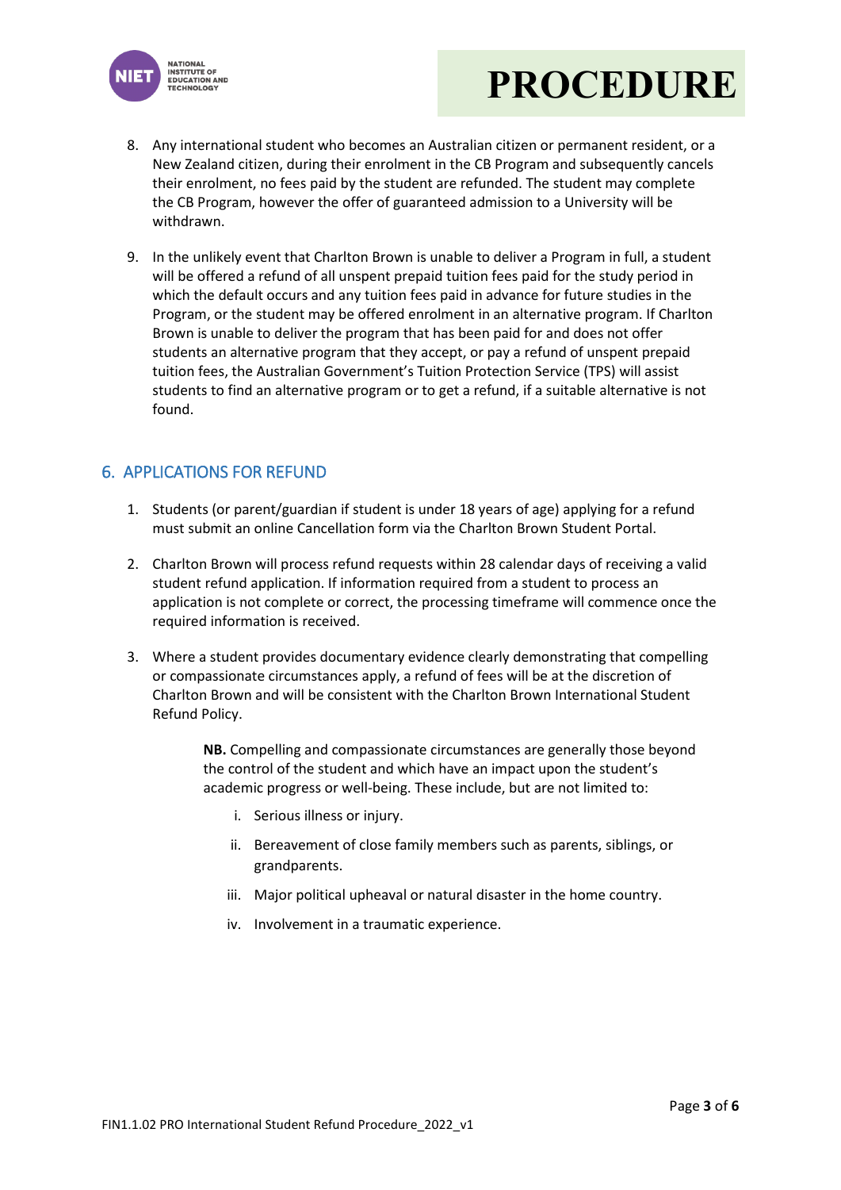8. Any international student who becomes an Australian citizen or permanent resident, or a New Zealand citizen, during their enrolment in the CB Program and subsequently cancels their enrolment, no fees paid by the student are refunded. The student may complete the CB Program, however the offer of guaranteed admission to a University will be withdrawn.

9. In the unlikely event that Charlton Brown is unable to deliver a Program in full, a student will be offered a refund of all unspent prepaid tuition fees paid for the study period in which the default occurs and any tuition fees paid in advance for future studies in the Program, or the student may be offered enrolment in an alternative program. If Charlton Brown is unable to deliver the program that has been paid for and does not offer students an alternative program that they accept, or pay a refund of unspent prepaid tuition fees, the Australian Government's Tuition Protection Service (TPS) will assist students to find an alternative program or to get a refund, if a suitable alternative is not found.

## 6. APPLICATIONS FOR REFUND

1. Students (or parent/guardian if student is under 18 years of age) applying for a refund must submit an online Cancellation form via the Charlton Brown Student Portal.

2. Charlton Brown will process refund requests within 28 calendar days of receiving a valid student refund application. If information required from a student to process an application is not complete or correct, the processing timeframe will commence once the required information is received.

3. Where a student provides documentary evidence clearly demonstrating that compelling or compassionate circumstances apply, a refund of fees will be at the discretion of Charlton Brown and will be consistent with the Charlton Brown International Student Refund Policy.

    **NB.** Compelling and compassionate circumstances are generally those beyond the control of the student and which have an impact upon the student's academic progress or well-being. These include, but are not limited to:

    i. Serious illness or injury.

    ii. Bereavement of close family members such as parents, siblings, or grandparents.

    iii. Major political upheaval or natural disaster in the home country.

    iv. Involvement in a traumatic experience.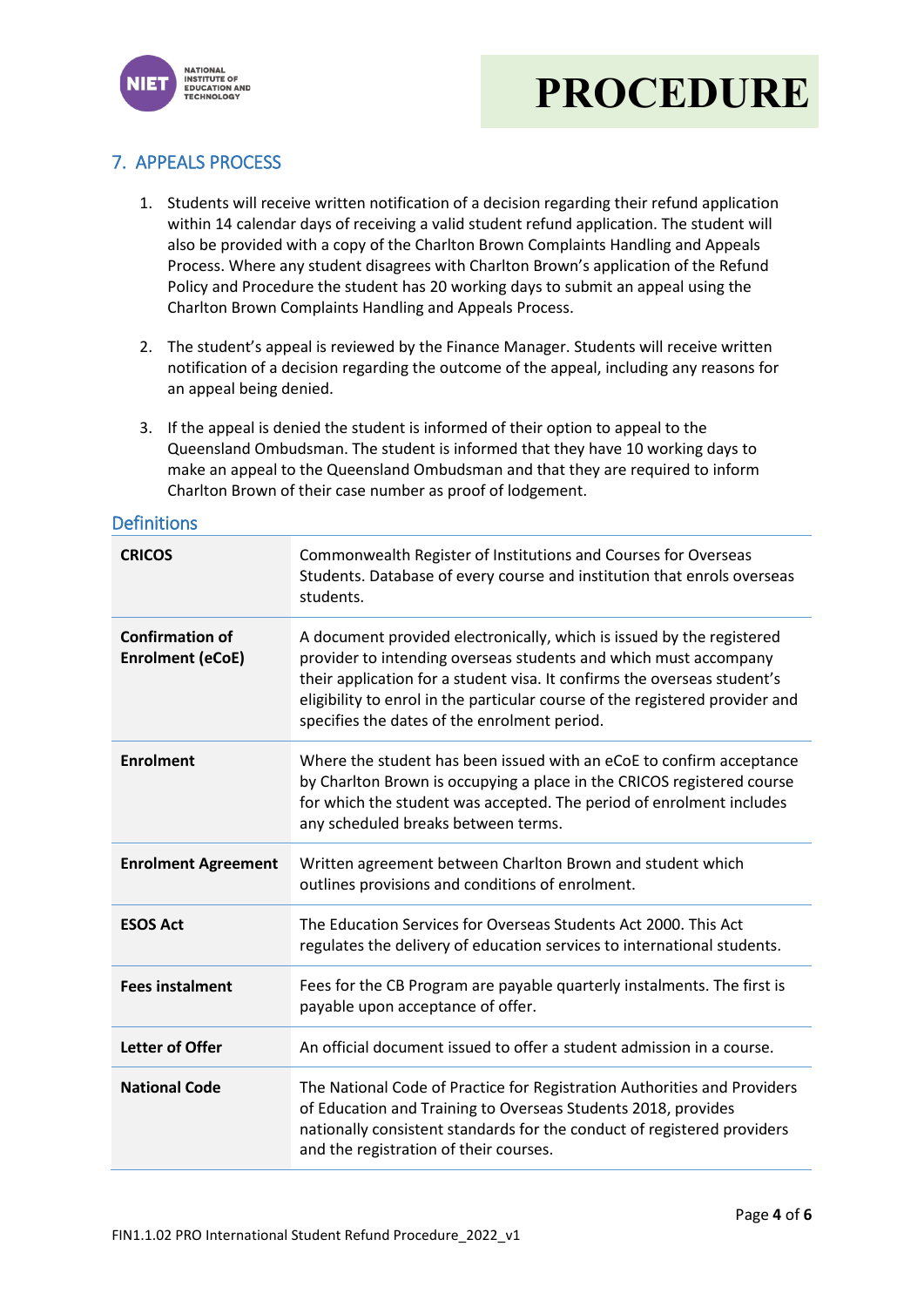## 7. APPEALS PROCESS

1. Students will receive written notification of a decision regarding their refund application within 14 calendar days of receiving a valid student refund application. The student will also be provided with a copy of the Charlton Brown Complaints Handling and Appeals Process. Where any student disagrees with Charlton Brown's application of the Refund Policy and Procedure the student has 20 working days to submit an appeal using the Charlton Brown Complaints Handling and Appeals Process.

2. The student's appeal is reviewed by the Finance Manager. Students will receive written notification of a decision regarding the outcome of the appeal, including any reasons for an appeal being denied.

3. If the appeal is denied the student is informed of their option to appeal to the Queensland Ombudsman. The student is informed that they have 10 working days to make an appeal to the Queensland Ombudsman and that they are required to inform Charlton Brown of their case number as proof of lodgement.

## Definitions

| | |
|---|---|
| **CRICOS** | Commonwealth Register of Institutions and Courses for Overseas Students. Database of every course and institution that enrols overseas students. |
| **Confirmation of Enrolment (eCoE)** | A document provided electronically, which is issued by the registered provider to intending overseas students and which must accompany their application for a student visa. It confirms the overseas student's eligibility to enrol in the particular course of the registered provider and specifies the dates of the enrolment period. |
| **Enrolment** | Where the student has been issued with an eCoE to confirm acceptance by Charlton Brown is occupying a place in the CRICOS registered course for which the student was accepted. The period of enrolment includes any scheduled breaks between terms. |
| **Enrolment Agreement** | Written agreement between Charlton Brown and student which outlines provisions and conditions of enrolment. |
| **ESOS Act** | The Education Services for Overseas Students Act 2000. This Act regulates the delivery of education services to international students. |
| **Fees instalment** | Fees for the CB Program are payable quarterly instalments. The first is payable upon acceptance of offer. |
| **Letter of Offer** | An official document issued to offer a student admission in a course. |
| **National Code** | The National Code of Practice for Registration Authorities and Providers of Education and Training to Overseas Students 2018, provides nationally consistent standards for the conduct of registered providers and the registration of their courses. |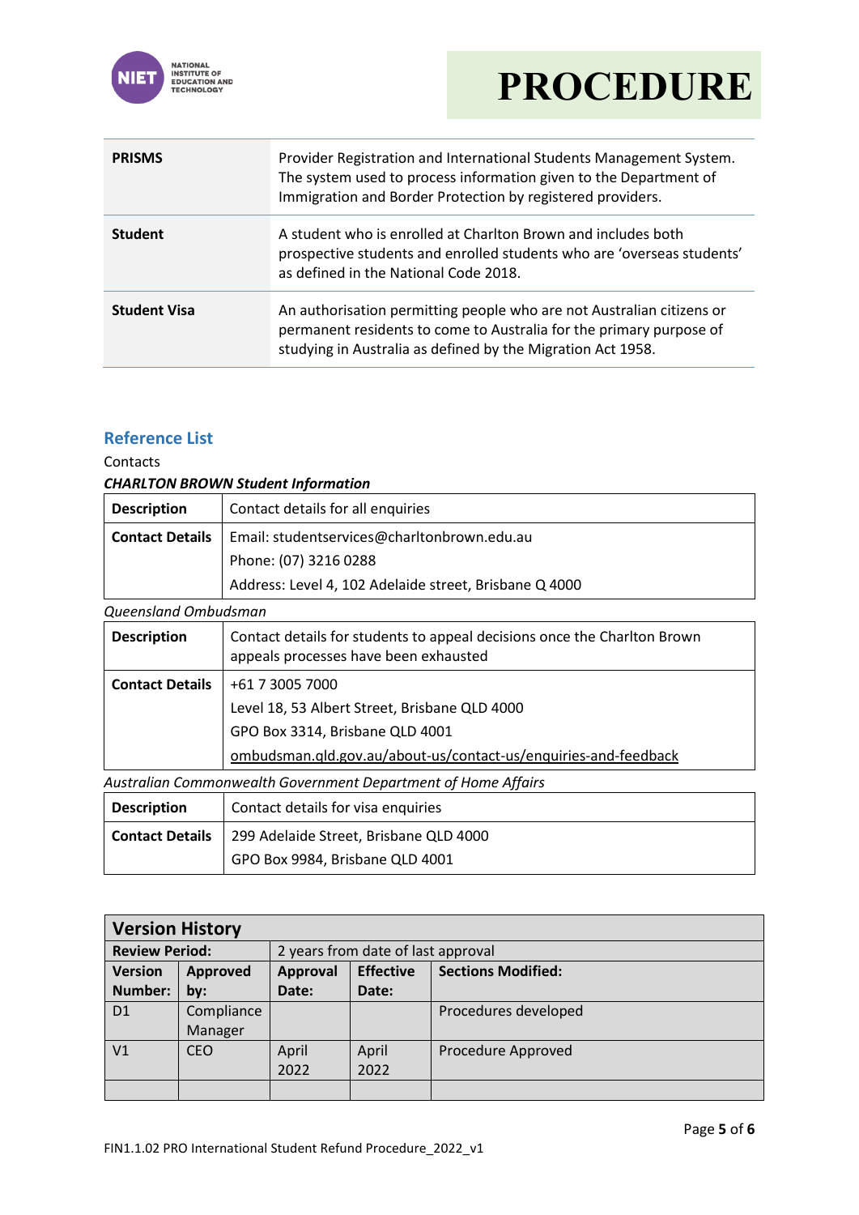| | |
|---|---|
| **PRISMS** | Provider Registration and International Students Management System. The system used to process information given to the Department of Immigration and Border Protection by registered providers. |
| **Student** | A student who is enrolled at Charlton Brown and includes both prospective students and enrolled students who are 'overseas students' as defined in the National Code 2018. |
| **Student Visa** | An authorisation permitting people who are not Australian citizens or permanent residents to come to Australia for the primary purpose of studying in Australia as defined by the Migration Act 1958. |

## Reference List

Contacts

***CHARLTON BROWN Student Information***

| | |
|---|---|
| **Description** | Contact details for all enquiries |
| **Contact Details** | Email: studentservices@charltonbrown.edu.au<br>Phone: (07) 3216 0288<br>Address: Level 4, 102 Adelaide street, Brisbane Q 4000 |

*Queensland Ombudsman*

| | |
|---|---|
| **Description** | Contact details for students to appeal decisions once the Charlton Brown appeals processes have been exhausted |
| **Contact Details** | +61 7 3005 7000<br>Level 18, 53 Albert Street, Brisbane QLD 4000<br>GPO Box 3314, Brisbane QLD 4001<br>ombudsman.qld.gov.au/about-us/contact-us/enquiries-and-feedback |

*Australian Commonwealth Government Department of Home Affairs*

| | |
|---|---|
| **Description** | Contact details for visa enquiries |
| **Contact Details** | 299 Adelaide Street, Brisbane QLD 4000<br>GPO Box 9984, Brisbane QLD 4001 |

| **Version History** | | | | |
|---|---|---|---|---|
| **Review Period:** | 2 years from date of last approval | | | |
| **Version Number:** | **Approved by:** | **Approval Date:** | **Effective Date:** | **Sections Modified:** |
| D1 | Compliance Manager | | | Procedures developed |
| V1 | CEO | April 2022 | April 2022 | Procedure Approved |
| | | | | |

FIN1.1.02 PRO International Student Refund Procedure_2022_v1